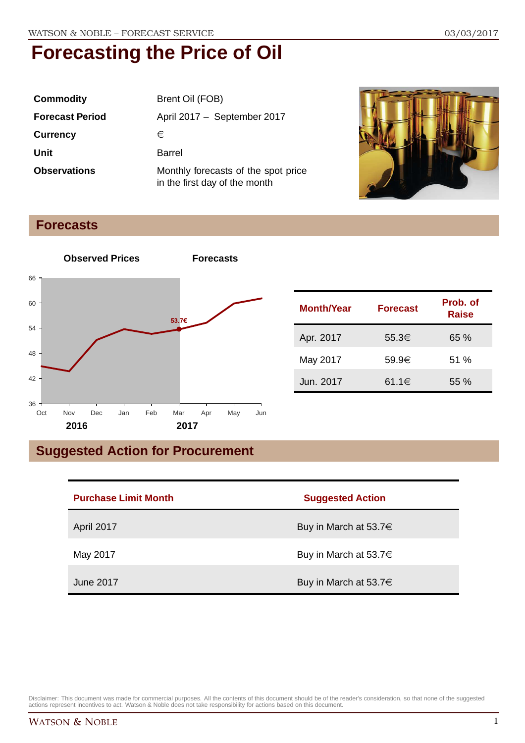# Forecasting the Price of Oil

| | |
|---|---|
| **Commodity** | Brent Oil (FOB) |
| **Forecast Period** | April 2017 – September 2017 |
| **Currency** | € |
| **Unit** | Barrel |
| **Observations** | Monthly forecasts of the spot price in the first day of the month |

## Forecasts

| Month/Year | Forecast | Prob. of Raise |
|---|---|---|
| Apr. 2017 | 55.3€ | 65 % |
| May 2017 | 59.9€ | 51 % |
| Jun. 2017 | 61.1€ | 55 % |

## Suggested Action for Procurement

| Purchase Limit Month | Suggested Action |
|---|---|
| April 2017 | Buy in March at 53.7€ |
| May 2017 | Buy in March at 53.7€ |
| June 2017 | Buy in March at 53.7€ |

Disclaimer: This document was made for commercial purposes. All the contents of this document should be of the reader's consideration, so that none of the suggested actions represent incentives to act. Watson & Noble does not take responsibility for actions based on this document.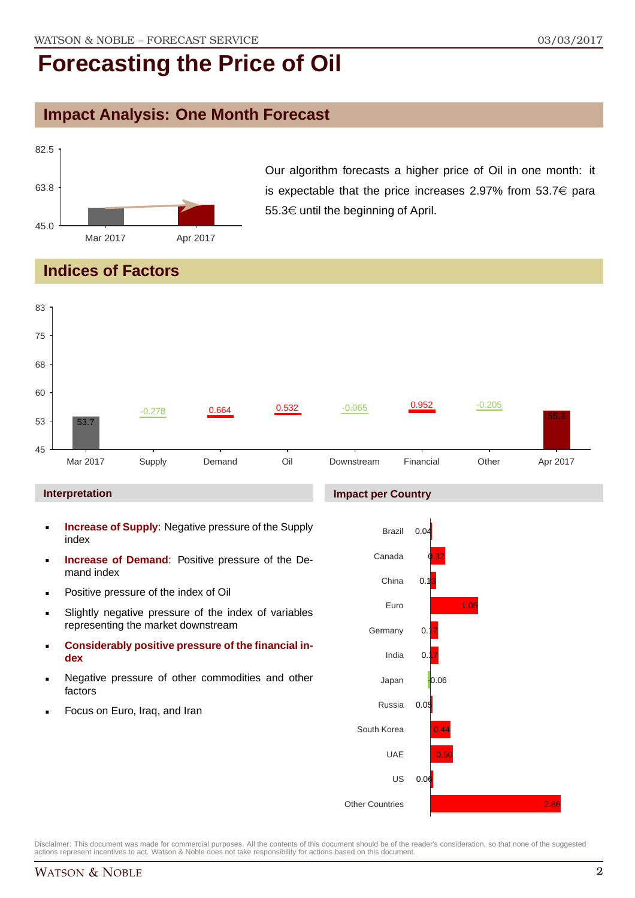# Forecasting the Price of Oil

## Impact Analysis: One Month Forecast

Our algorithm forecasts a higher price of Oil in one month: it is expectable that the price increases 2.97% from 53.7€ para 55.3€ until the beginning of April.

## Indices of Factors

| Mar 2017 | Supply | Demand | Oil | Downstream | Financial | Other | Apr 2017 |
|---|---|---|---|---|---|---|---|
| 53.7 | -0.278 | 0.664 | 0.532 | -0.065 | 0.952 | -0.205 | 55.3 |

### Interpretation

- **Increase of Supply**: Negative pressure of the Supply index
- **Increase of Demand**: Positive pressure of the Demand index
- Positive pressure of the index of Oil
- Slightly negative pressure of the index of variables representing the market downstream
- **Considerably positive pressure of the financial index**
- Negative pressure of other commodities and other factors
- Focus on Euro, Iraq, and Iran

### Impact per Country

| Country | Impact |
|---|---|
| Brazil | 0.04 |
| Canada | 0.32 |
| China | 0.13 |
| Euro | 1.05 |
| Germany | 0.17 |
| India | 0.17 |
| Japan | -0.06 |
| Russia | 0.05 |
| South Korea | 0.44 |
| UAE | 0.50 |
| US | 0.06 |
| Other Countries | 2.86 |

Disclaimer: This document was made for commercial purposes. All the contents of this document should be of the reader's consideration, so that none of the suggested actions represent incentives to act. Watson & Noble does not take responsibility for actions based on this document.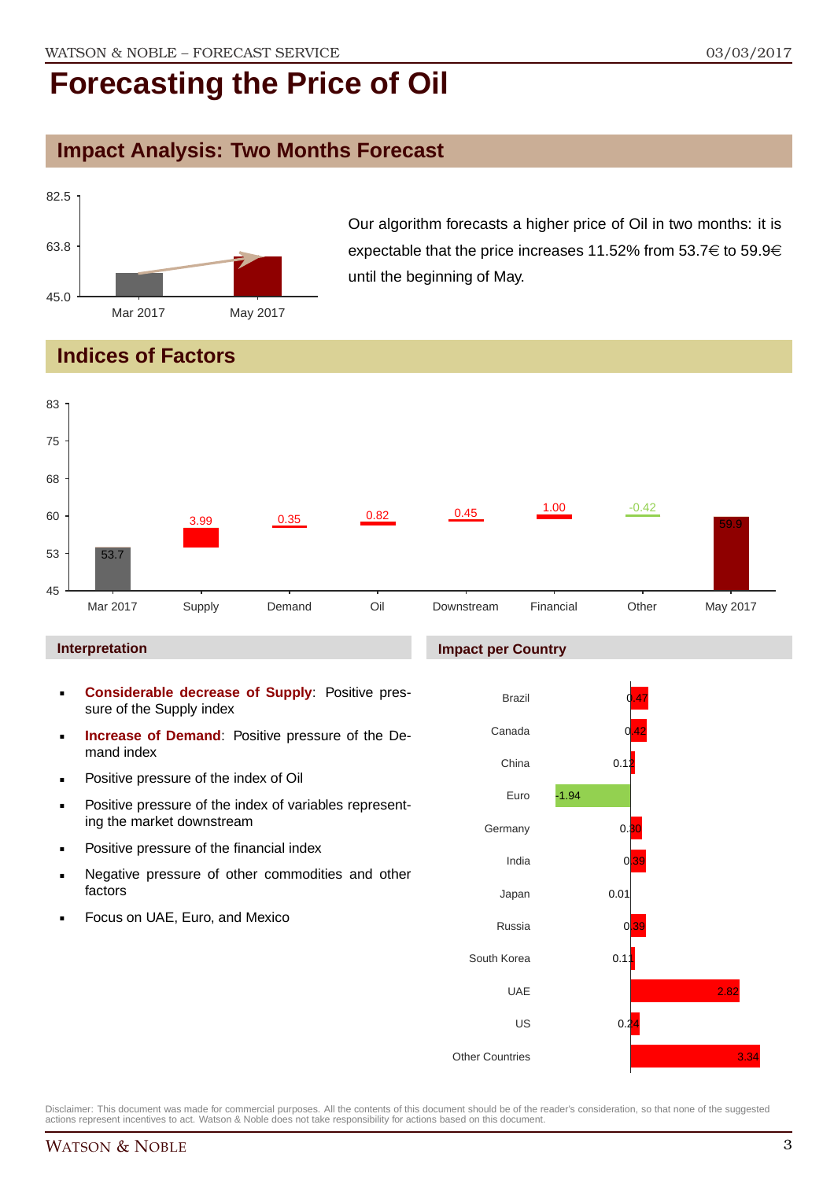# Forecasting the Price of Oil

## Impact Analysis: Two Months Forecast

| | Mar 2017 | May 2017 |
|---|---|---|
| Price | 53.7 | 59.9 |

Our algorithm forecasts a higher price of Oil in two months: it is expectable that the price increases 11.52% from 53.7€ to 59.9€ until the beginning of May.

## Indices of Factors

| Mar 2017 | Supply | Demand | Oil | Downstream | Financial | Other | May 2017 |
|---|---|---|---|---|---|---|---|
| 53.7 | 3.99 | 0.35 | 0.82 | 0.45 | 1.00 | -0.42 | 59.9 |

### Interpretation

- **Considerable decrease of Supply**: Positive pressure of the Supply index
- **Increase of Demand**: Positive pressure of the Demand index
- Positive pressure of the index of Oil
- Positive pressure of the index of variables representing the market downstream
- Positive pressure of the financial index
- Negative pressure of other commodities and other factors
- Focus on UAE, Euro, and Mexico

### Impact per Country

| Country | Impact |
|---|---|
| Brazil | 0.47 |
| Canada | 0.42 |
| China | 0.12 |
| Euro | -1.94 |
| Germany | 0.30 |
| India | 0.39 |
| Japan | 0.01 |
| Russia | 0.39 |
| South Korea | 0.11 |
| UAE | 2.82 |
| US | 0.24 |
| Other Countries | 3.34 |

Disclaimer: This document was made for commercial purposes. All the contents of this document should be of the reader's consideration, so that none of the suggested actions represent incentives to act. Watson & Noble does not take responsibility for actions based on this document.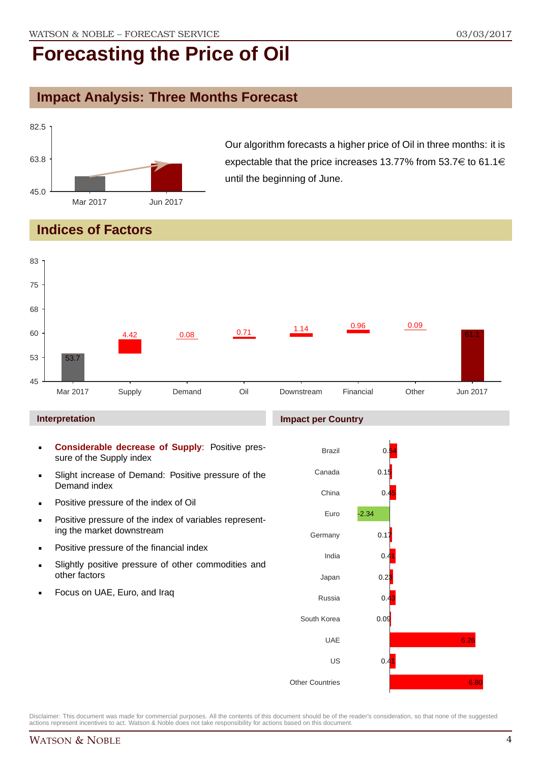# Forecasting the Price of Oil

## Impact Analysis: Three Months Forecast

Our algorithm forecasts a higher price of Oil in three months: it is expectable that the price increases 13.77% from 53.7€ to 61.1€ until the beginning of June.

## Indices of Factors

| | Mar 2017 | Supply | Demand | Oil | Downstream | Financial | Other | Jun 2017 |
|---|---|---|---|---|---|---|---|---|
| Value | 53.7 | 4.42 | 0.08 | 0.71 | 1.14 | 0.96 | 0.09 | 61.1 |

### Interpretation

- **Considerable decrease of Supply**: Positive pressure of the Supply index
- Slight increase of Demand: Positive pressure of the Demand index
- Positive pressure of the index of Oil
- Positive pressure of the index of variables representing the market downstream
- Positive pressure of the financial index
- Slightly positive pressure of other commodities and other factors
- Focus on UAE, Euro, and Iraq

### Impact per Country

| Country | Impact |
|---|---|
| Brazil | 0.54 |
| Canada | 0.15 |
| China | 0.45 |
| Euro | -2.34 |
| Germany | 0.17 |
| India | 0.41 |
| Japan | 0.23 |
| Russia | 0.43 |
| South Korea | 0.09 |
| UAE | 6.26 |
| US | 0.41 |
| Other Countries | 6.80 |

Disclaimer: This document was made for commercial purposes. All the contents of this document should be of the reader's consideration, so that none of the suggested actions represent incentives to act. Watson & Noble does not take responsibility for actions based on this document.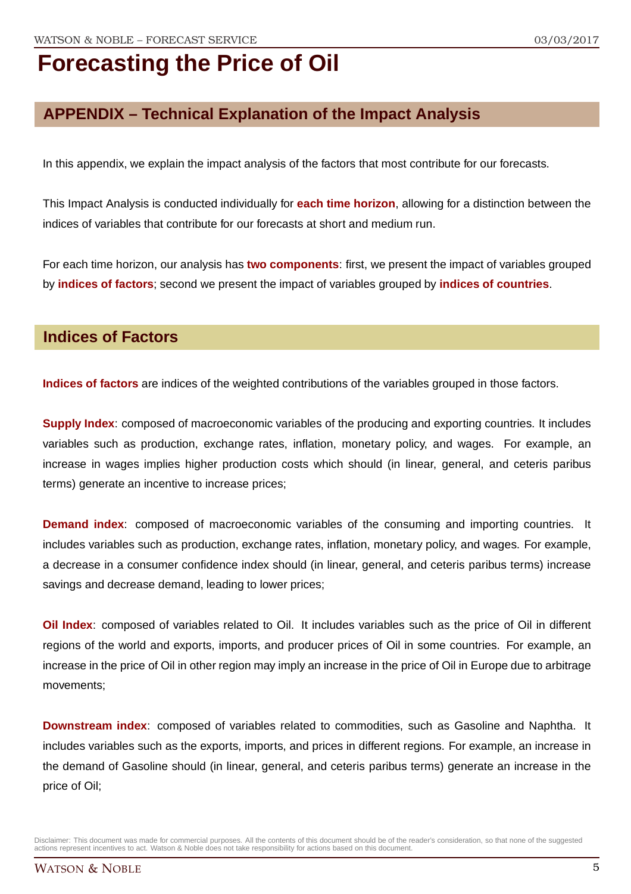# Forecasting the Price of Oil

## APPENDIX – Technical Explanation of the Impact Analysis

In this appendix, we explain the impact analysis of the factors that most contribute for our forecasts.

This Impact Analysis is conducted individually for **each time horizon**, allowing for a distinction between the indices of variables that contribute for our forecasts at short and medium run.

For each time horizon, our analysis has **two components**: first, we present the impact of variables grouped by **indices of factors**; second we present the impact of variables grouped by **indices of countries**.

## Indices of Factors

**Indices of factors** are indices of the weighted contributions of the variables grouped in those factors.

**Supply Index**: composed of macroeconomic variables of the producing and exporting countries. It includes variables such as production, exchange rates, inflation, monetary policy, and wages. For example, an increase in wages implies higher production costs which should (in linear, general, and ceteris paribus terms) generate an incentive to increase prices;

**Demand index**: composed of macroeconomic variables of the consuming and importing countries. It includes variables such as production, exchange rates, inflation, monetary policy, and wages. For example, a decrease in a consumer confidence index should (in linear, general, and ceteris paribus terms) increase savings and decrease demand, leading to lower prices;

**Oil Index**: composed of variables related to Oil. It includes variables such as the price of Oil in different regions of the world and exports, imports, and producer prices of Oil in some countries. For example, an increase in the price of Oil in other region may imply an increase in the price of Oil in Europe due to arbitrage movements;

**Downstream index**: composed of variables related to commodities, such as Gasoline and Naphtha. It includes variables such as the exports, imports, and prices in different regions. For example, an increase in the demand of Gasoline should (in linear, general, and ceteris paribus terms) generate an increase in the price of Oil;

Disclaimer: This document was made for commercial purposes. All the contents of this document should be of the reader's consideration, so that none of the suggested actions represent incentives to act. Watson & Noble does not take responsibility for actions based on this document.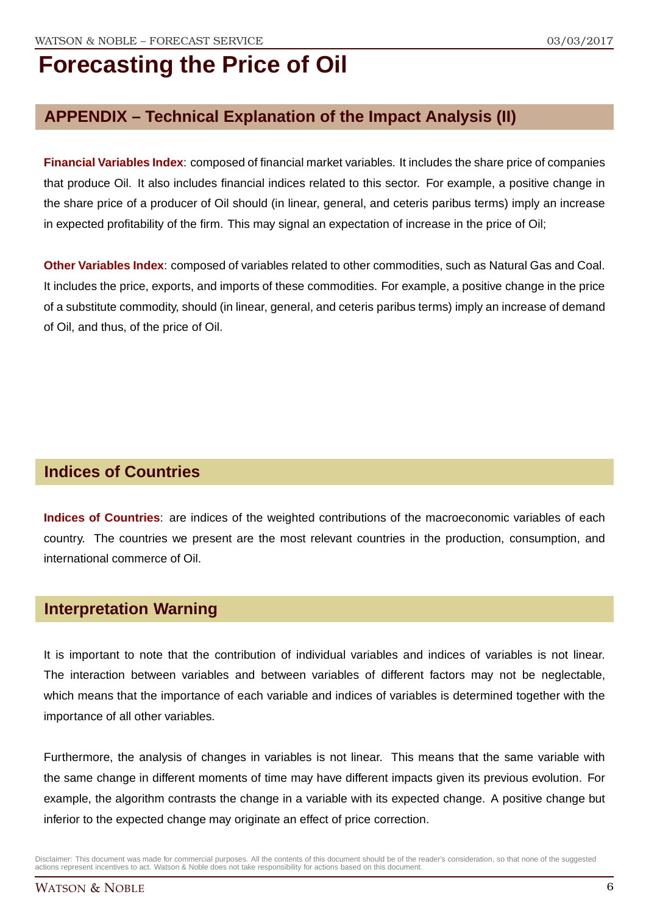# Forecasting the Price of Oil

## APPENDIX – Technical Explanation of the Impact Analysis (II)

**Financial Variables Index**: composed of financial market variables. It includes the share price of companies that produce Oil. It also includes financial indices related to this sector. For example, a positive change in the share price of a producer of Oil should (in linear, general, and ceteris paribus terms) imply an increase in expected profitability of the firm. This may signal an expectation of increase in the price of Oil;

**Other Variables Index**: composed of variables related to other commodities, such as Natural Gas and Coal. It includes the price, exports, and imports of these commodities. For example, a positive change in the price of a substitute commodity, should (in linear, general, and ceteris paribus terms) imply an increase of demand of Oil, and thus, of the price of Oil.

## Indices of Countries

**Indices of Countries**: are indices of the weighted contributions of the macroeconomic variables of each country. The countries we present are the most relevant countries in the production, consumption, and international commerce of Oil.

## Interpretation Warning

It is important to note that the contribution of individual variables and indices of variables is not linear. The interaction between variables and between variables of different factors may not be neglectable, which means that the importance of each variable and indices of variables is determined together with the importance of all other variables.

Furthermore, the analysis of changes in variables is not linear. This means that the same variable with the same change in different moments of time may have different impacts given its previous evolution. For example, the algorithm contrasts the change in a variable with its expected change. A positive change but inferior to the expected change may originate an effect of price correction.

Disclaimer: This document was made for commercial purposes. All the contents of this document should be of the reader's consideration, so that none of the suggested actions represent incentives to act. Watson & Noble does not take responsibility for actions based on this document.